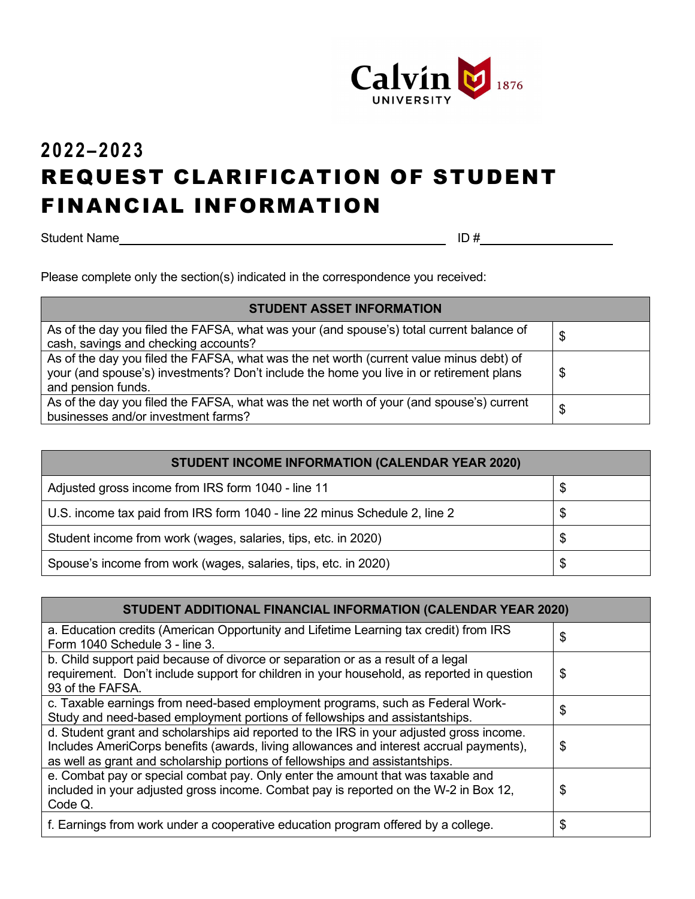Calvin UNIVERSITY 1876

# 2022–2023 REQUEST CLARIFICATION OF STUDENT FINANCIAL INFORMATION

Student Name\_\_\_\_\_\_\_\_\_\_\_\_\_\_\_\_\_\_\_\_\_\_\_\_\_\_\_\_\_\_\_\_\_\_\_\_\_\_\_\_ ID #\_\_\_\_\_\_\_\_\_\_\_\_\_\_\_\_\_\_

Please complete only the section(s) indicated in the correspondence you received:

| STUDENT ASSET INFORMATION | |
|---|---|
| As of the day you filed the FAFSA, what was your (and spouse's) total current balance of cash, savings and checking accounts? | $ |
| As of the day you filed the FAFSA, what was the net worth (current value minus debt) of your (and spouse's) investments? Don't include the home you live in or retirement plans and pension funds. | $ |
| As of the day you filed the FAFSA, what was the net worth of your (and spouse's) current businesses and/or investment farms? | $ |

| STUDENT INCOME INFORMATION (CALENDAR YEAR 2020) | |
|---|---|
| Adjusted gross income from IRS form 1040 - line 11 | $ |
| U.S. income tax paid from IRS form 1040 - line 22 minus Schedule 2, line 2 | $ |
| Student income from work (wages, salaries, tips, etc. in 2020) | $ |
| Spouse's income from work (wages, salaries, tips, etc. in 2020) | $ |

| STUDENT ADDITIONAL FINANCIAL INFORMATION (CALENDAR YEAR 2020) | |
|---|---|
| a. Education credits (American Opportunity and Lifetime Learning tax credit) from IRS Form 1040 Schedule 3 - line 3. | $ |
| b. Child support paid because of divorce or separation or as a result of a legal requirement. Don't include support for children in your household, as reported in question 93 of the FAFSA. | $ |
| c. Taxable earnings from need-based employment programs, such as Federal Work-Study and need-based employment portions of fellowships and assistantships. | $ |
| d. Student grant and scholarships aid reported to the IRS in your adjusted gross income. Includes AmeriCorps benefits (awards, living allowances and interest accrual payments), as well as grant and scholarship portions of fellowships and assistantships. | $ |
| e. Combat pay or special combat pay. Only enter the amount that was taxable and included in your adjusted gross income. Combat pay is reported on the W-2 in Box 12, Code Q. | $ |
| f. Earnings from work under a cooperative education program offered by a college. | $ |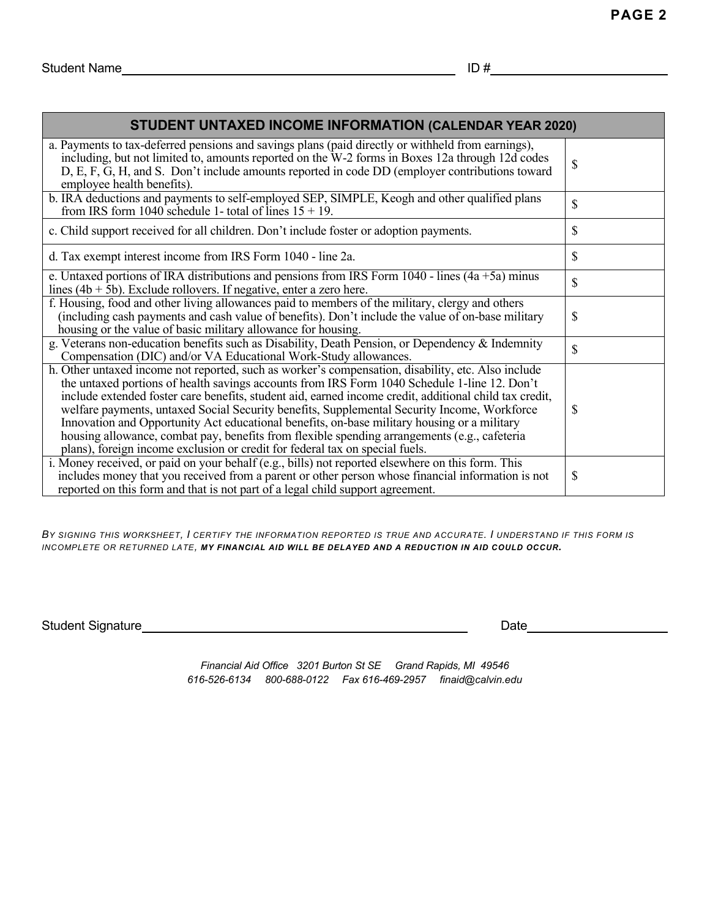Student Name ____________________ ID # ____________________

| STUDENT UNTAXED INCOME INFORMATION (CALENDAR YEAR 2020) | |
|---|---|
| a. Payments to tax-deferred pensions and savings plans (paid directly or withheld from earnings), including, but not limited to, amounts reported on the W-2 forms in Boxes 12a through 12d codes D, E, F, G, H, and S. Don't include amounts reported in code DD (employer contributions toward employee health benefits). | $ |
| b. IRA deductions and payments to self-employed SEP, SIMPLE, Keogh and other qualified plans from IRS form 1040 schedule 1- total of lines 15 + 19. | $ |
| c. Child support received for all children. Don't include foster or adoption payments. | $ |
| d. Tax exempt interest income from IRS Form 1040 - line 2a. | $ |
| e. Untaxed portions of IRA distributions and pensions from IRS Form 1040 - lines (4a +5a) minus lines (4b + 5b). Exclude rollovers. If negative, enter a zero here. | $ |
| f. Housing, food and other living allowances paid to members of the military, clergy and others (including cash payments and cash value of benefits). Don't include the value of on-base military housing or the value of basic military allowance for housing. | $ |
| g. Veterans non-education benefits such as Disability, Death Pension, or Dependency & Indemnity Compensation (DIC) and/or VA Educational Work-Study allowances. | $ |
| h. Other untaxed income not reported, such as worker's compensation, disability, etc. Also include the untaxed portions of health savings accounts from IRS Form 1040 Schedule 1-line 12. Don't include extended foster care benefits, student aid, earned income credit, additional child tax credit, welfare payments, untaxed Social Security benefits, Supplemental Security Income, Workforce Innovation and Opportunity Act educational benefits, on-base military housing or a military housing allowance, combat pay, benefits from flexible spending arrangements (e.g., cafeteria plans), foreign income exclusion or credit for federal tax on special fuels. | $ |
| i. Money received, or paid on your behalf (e.g., bills) not reported elsewhere on this form. This includes money that you received from a parent or other person whose financial information is not reported on this form and that is not part of a legal child support agreement. | $ |

*BY SIGNING THIS WORKSHEET, I CERTIFY THE INFORMATION REPORTED IS TRUE AND ACCURATE. I UNDERSTAND IF THIS FORM IS INCOMPLETE OR RETURNED LATE,* ***MY FINANCIAL AID WILL BE DELAYED AND A REDUCTION IN AID COULD OCCUR.***

Student Signature ____________________ Date ____________________

*Financial Aid Office 3201 Burton St SE Grand Rapids, MI 49546*
*616-526-6134 800-688-0122 Fax 616-469-2957 finaid@calvin.edu*